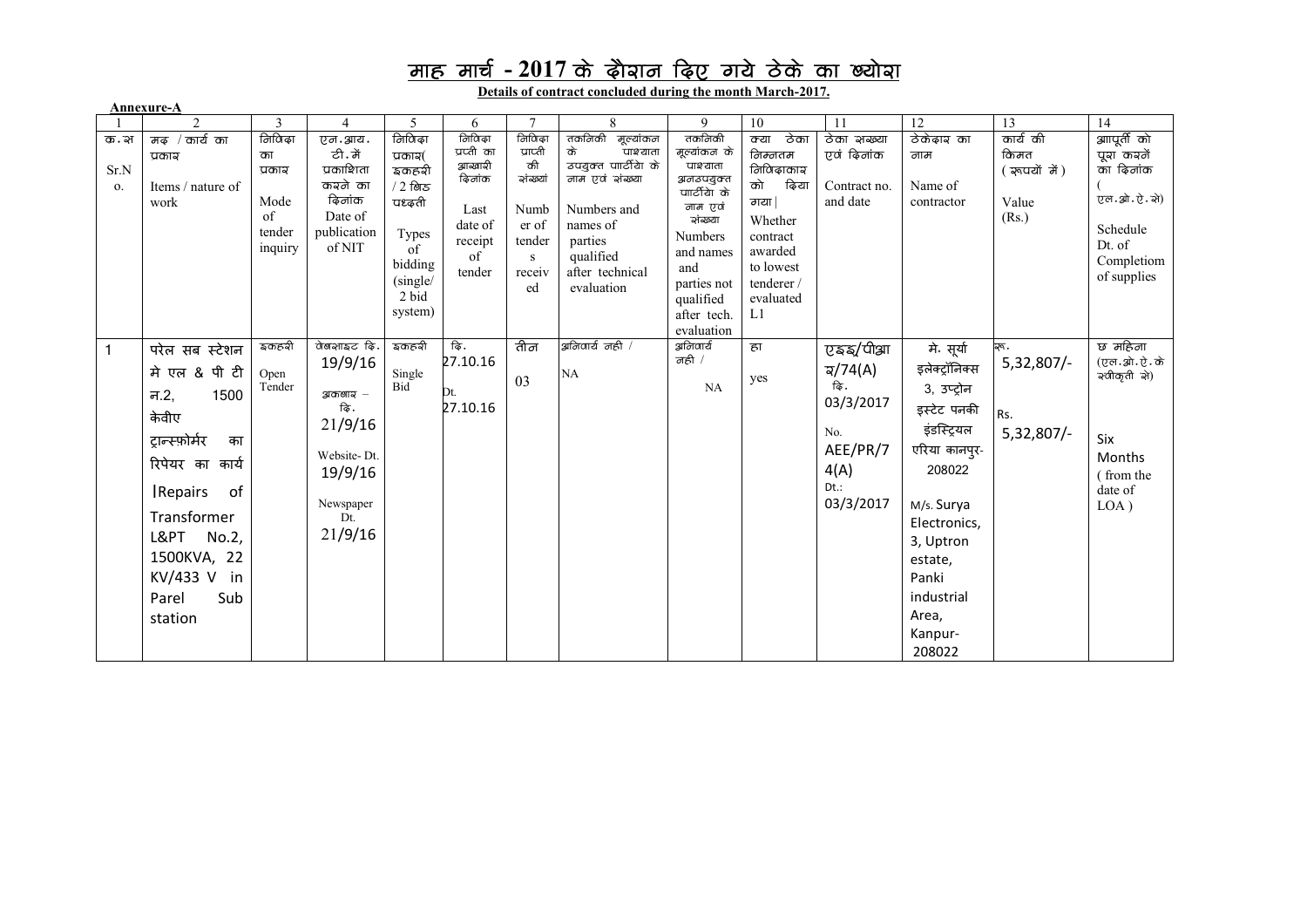# माह मार्च - 2017 के दौरान दिए गये ठेके का ब्योरा

**Details of contract concluded during the month March-2017.**

**Annexure-A**

| 1 | 2 | 3 | 4 | 5 | 6 | 7 | 8 | 9 | 10 | 11 | 12 | 13 | 14 |
|---|---|---|---|---|---|---|---|---|---|---|---|---|---|
| क.स Sr.No. | मद / कार्य का प्रकार Items / nature of work | निविदा का प्रकार Mode of tender inquiry | एन.आय.टी. में प्रकाशिता करने का दिनांक Date of publication of NIT | निविदा प्रकार( इकहरी / 2 बिड पध्दती Types of bidding (single/ 2 bid system) | निविदा प्रप्ती का आखरी दिनांक Last date of receipt of tender | निविदा प्राप्ती की संख्यां Number of tenders received | तकनिकी मूल्यांकन के पश्चात उपयुक्त पार्टीयो के नाम एवं संख्या Numbers and names of parties qualified after technical evaluation | तकनिकी मूल्यांकन के पश्चात अनउपयुक्त पार्टीयो के नाम एवं संख्या Numbers and names and parties not qualified after tech. evaluation | क्या ठेका निम्नतम निविदाकार को दिया गया। Whether contract awarded to lowest tenderer / evaluated L1 | ठेका संख्या एवं दिनांक Contract no. and date | ठेकेदार का नाम Name of contractor | कार्य की किमत ( रूपयों में ) Value (Rs.) | आपूर्ती को पूरा करनें का दिनांक ( एल.ओ.ऐ.से) Schedule Dt. of Completiom of supplies |
| 1 | परेल सब स्टेशन मे एल & पी टी न.2, 1500 केवीए ट्रान्स्फोर्मर का रिपेयर का कार्य <br> Repairs of Transformer L&PT No.2, 1500KVA, 22 KV/433 V in Parel Sub station | इकहरी <br> Open Tender | वेबसाइट दि. 19/9/16 <br> अकबार – दि. 21/9/16 <br> Website- Dt. 19/9/16 <br> Newspaper Dt. 21/9/16 | इकहरी <br> Single Bid | दि. 27.10.16 <br> Dt. 27.10.16 | तीन <br> 03 | अनिवार्य नही / <br> NA | अनिवार्य नही / <br> NA | हा <br> yes | एइइ/पीआर/74(A) दि. 03/3/2017 <br> No. AEE/PR/74(A) Dt.: 03/3/2017 | मे. सूर्या इलेक्ट्रॉनिक्स 3, उप्ट्रोन इस्टेट पनकी इंडस्ट्रियल एरिया कानपुर- 208022 <br> M/s. Surya Electronics, 3, Uptron estate, Panki industrial Area, Kanpur- 208022 | रू. 5,32,807/- <br> Rs. 5,32,807/- | छ महिना (एल.ओ.ऐ.के स्वीकृती से) <br> Six Months ( from the date of LOA ) |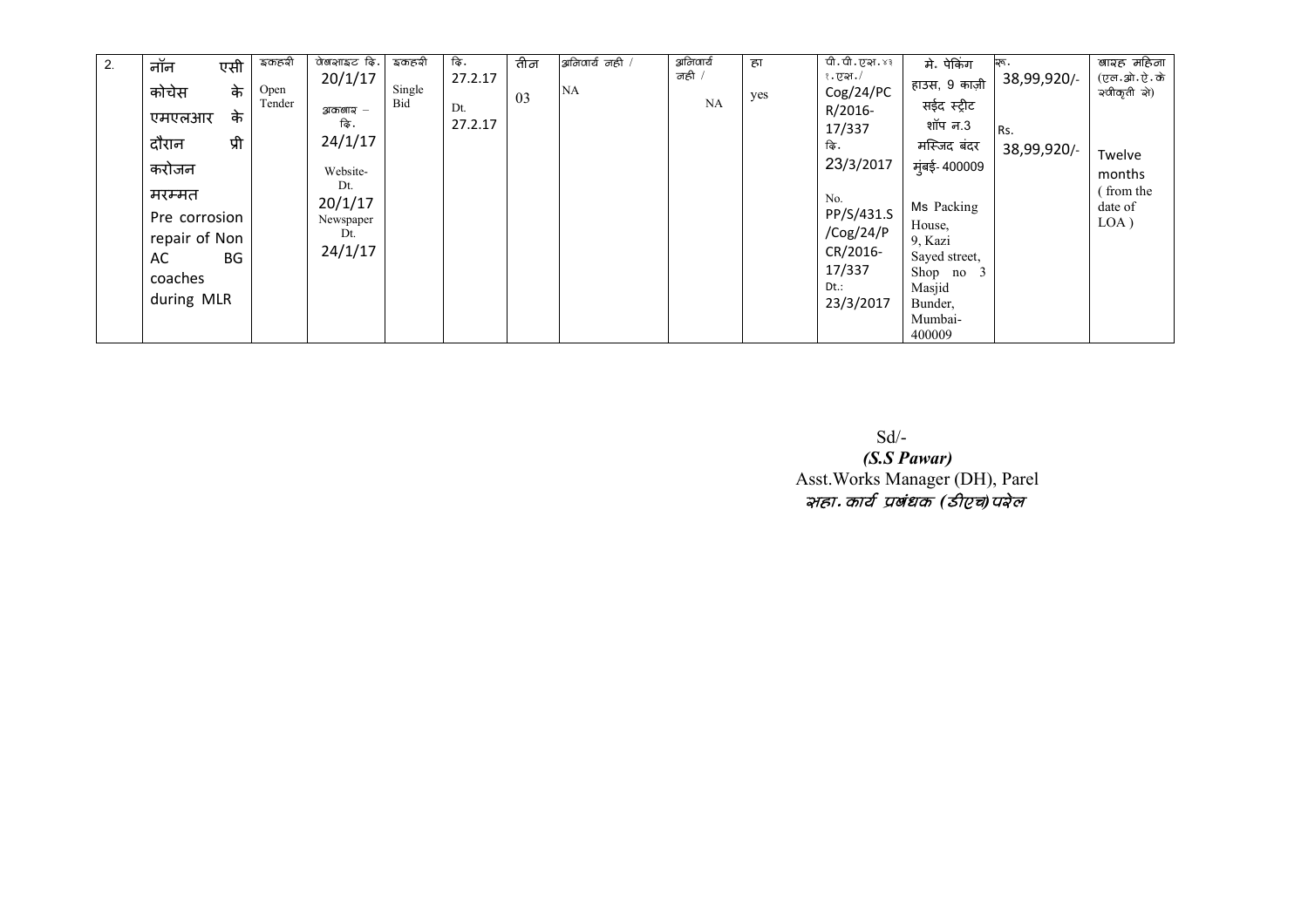| | | | | | | | | | | | | | |
|---|---|---|---|---|---|---|---|---|---|---|---|---|---|
| 2. | नॉन एसी कोचेस के एमएलआर दौरान प्री करोजन मरम्मत Pre corrosion repair of Non AC BG coaches during MLR | इकहरी Open Tender | वेबसाइट दि. 20/1/17 अखबार – दि. 24/1/17 Website- Dt. 20/1/17 Newspaper Dt. 24/1/17 | इकहरी Single Bid | दि. 27.2.17 Dt. 27.2.17 | तीन 03 | अनिवार्य नही / NA | अनिवार्य नही / NA | हा yes | पी.पी.एस.४३१.एस./ Cog/24/PCR/2016-17/337 दि. 23/3/2017 No. PP/S/431.S /Cog/24/PCR/2016-17/337 Dt.: 23/3/2017 | मे. पेकिंग हाउस, 9 काज़ी सईद स्ट्रीट शॉप न.3 मस्जिद बंदर मुंबई- 400009 Ms Packing House, 9, Kazi Sayed street, Shop no 3 Masjid Bunder, Mumbai- 400009 | रू. 38,99,920/- Rs. 38,99,920/- | बारह महिना (एल.ओ.ऐ.के स्वीकृती से) Twelve months ( from the date of LOA ) |

Sd/-
***(S.S Pawar)***
Asst.Works Manager (DH), Parel
*सहा. कार्य प्रबंधक (डीएच) परेल*